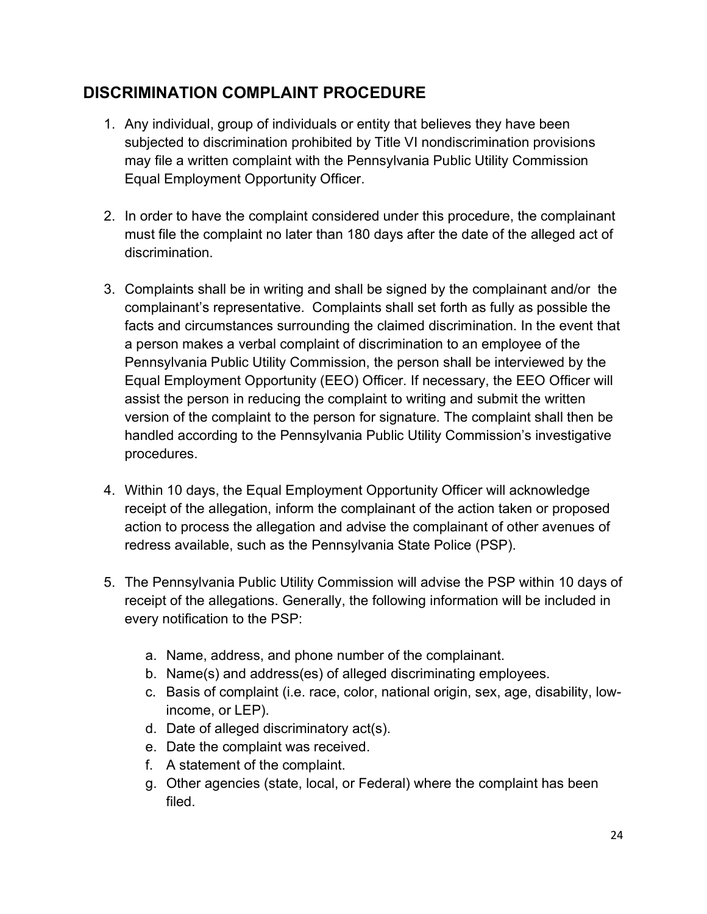## DISCRIMINATION COMPLAINT PROCEDURE

1. Any individual, group of individuals or entity that believes they have been subjected to discrimination prohibited by Title VI nondiscrimination provisions may file a written complaint with the Pennsylvania Public Utility Commission Equal Employment Opportunity Officer.

2. In order to have the complaint considered under this procedure, the complainant must file the complaint no later than 180 days after the date of the alleged act of discrimination.

3. Complaints shall be in writing and shall be signed by the complainant and/or the complainant's representative. Complaints shall set forth as fully as possible the facts and circumstances surrounding the claimed discrimination. In the event that a person makes a verbal complaint of discrimination to an employee of the Pennsylvania Public Utility Commission, the person shall be interviewed by the Equal Employment Opportunity (EEO) Officer. If necessary, the EEO Officer will assist the person in reducing the complaint to writing and submit the written version of the complaint to the person for signature. The complaint shall then be handled according to the Pennsylvania Public Utility Commission's investigative procedures.

4. Within 10 days, the Equal Employment Opportunity Officer will acknowledge receipt of the allegation, inform the complainant of the action taken or proposed action to process the allegation and advise the complainant of other avenues of redress available, such as the Pennsylvania State Police (PSP).

5. The Pennsylvania Public Utility Commission will advise the PSP within 10 days of receipt of the allegations. Generally, the following information will be included in every notification to the PSP:

    a. Name, address, and phone number of the complainant.
    b. Name(s) and address(es) of alleged discriminating employees.
    c. Basis of complaint (i.e. race, color, national origin, sex, age, disability, low-income, or LEP).
    d. Date of alleged discriminatory act(s).
    e. Date the complaint was received.
    f. A statement of the complaint.
    g. Other agencies (state, local, or Federal) where the complaint has been filed.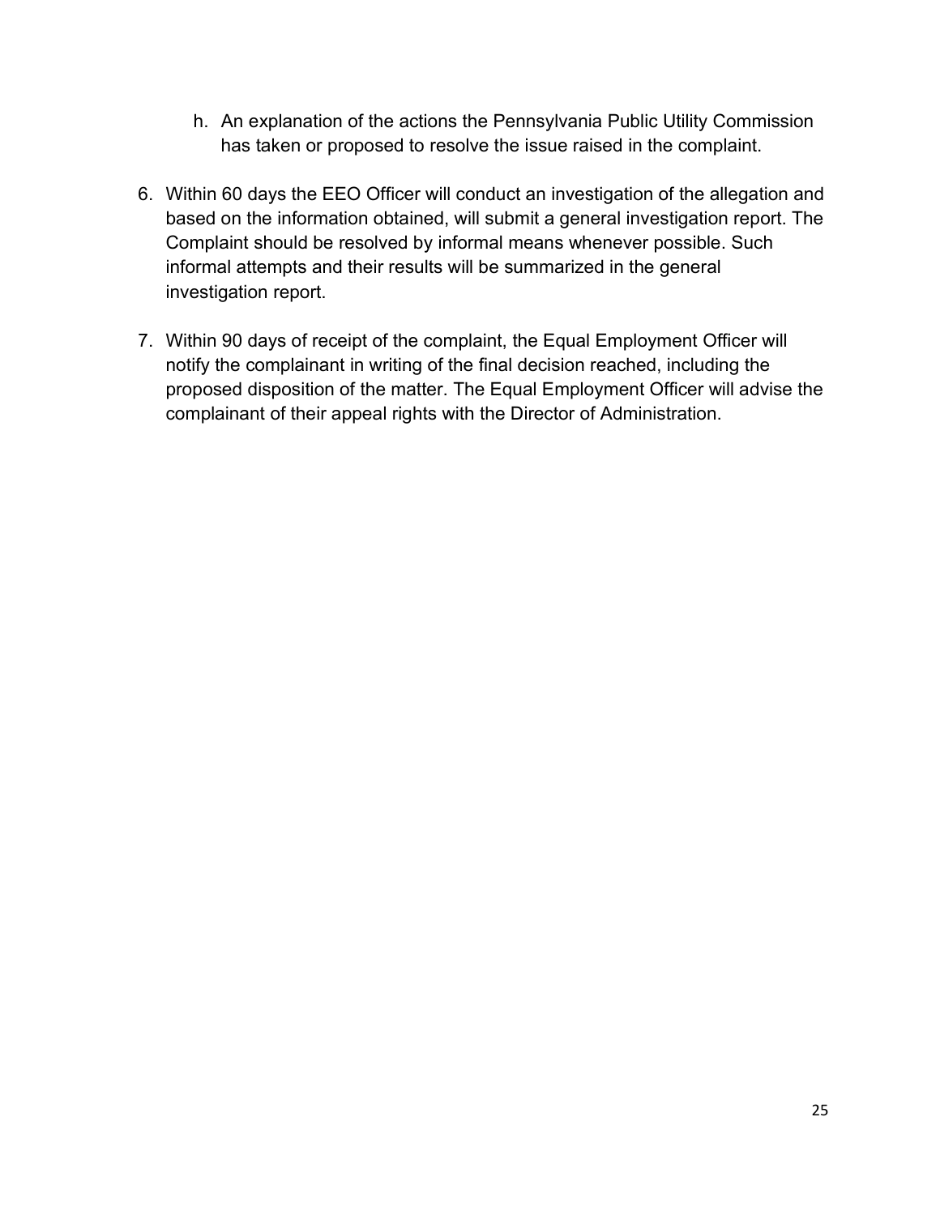h. An explanation of the actions the Pennsylvania Public Utility Commission has taken or proposed to resolve the issue raised in the complaint.

6. Within 60 days the EEO Officer will conduct an investigation of the allegation and based on the information obtained, will submit a general investigation report. The Complaint should be resolved by informal means whenever possible. Such informal attempts and their results will be summarized in the general investigation report.

7. Within 90 days of receipt of the complaint, the Equal Employment Officer will notify the complainant in writing of the final decision reached, including the proposed disposition of the matter. The Equal Employment Officer will advise the complainant of their appeal rights with the Director of Administration.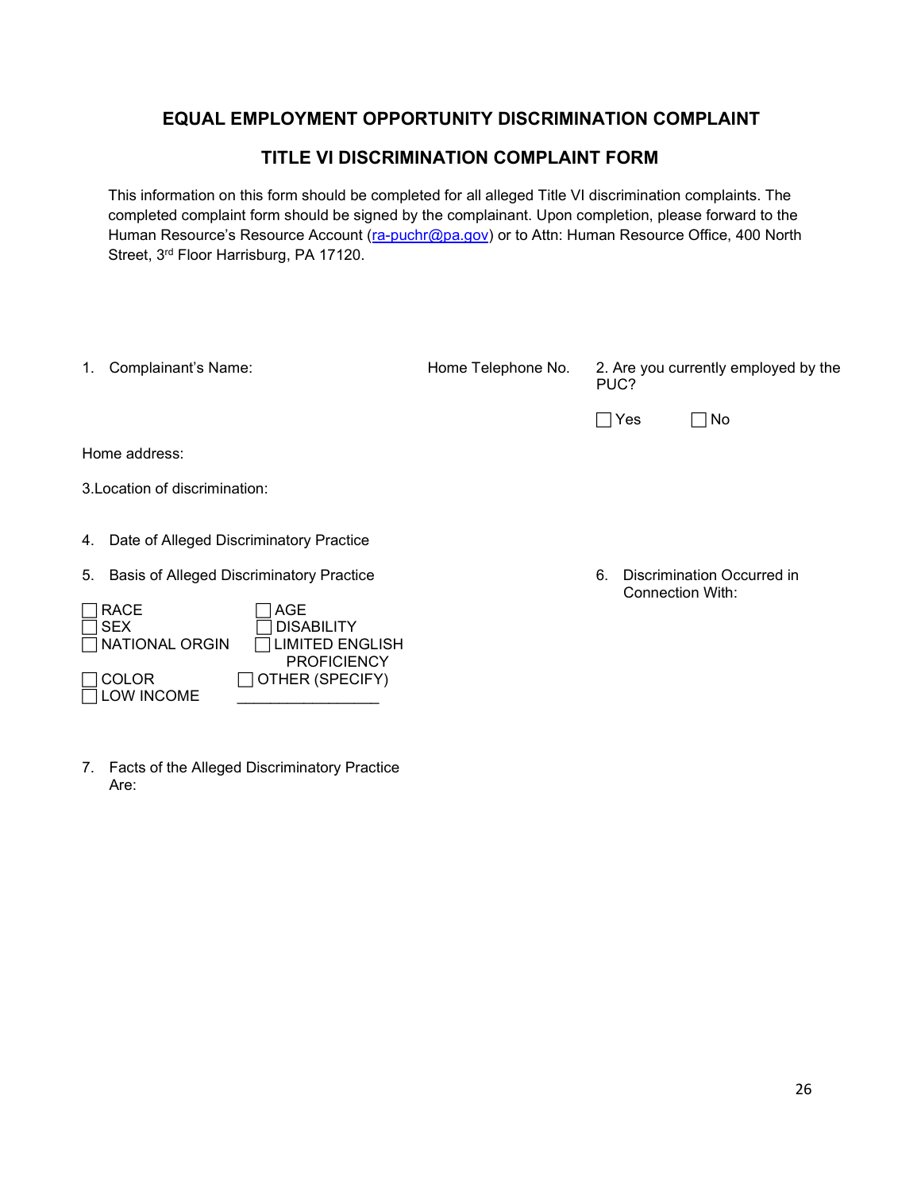## EQUAL EMPLOYMENT OPPORTUNITY DISCRIMINATION COMPLAINT

## TITLE VI DISCRIMINATION COMPLAINT FORM

This information on this form should be completed for all alleged Title VI discrimination complaints. The completed complaint form should be signed by the complainant. Upon completion, please forward to the Human Resource's Resource Account (ra-puchr@pa.gov) or to Attn: Human Resource Office, 400 North Street, 3rd Floor Harrisburg, PA 17120.

1. Complainant's Name: Home Telephone No.

2. Are you currently employed by the PUC?

☐ Yes ☐ No

Home address:

3. Location of discrimination:

4. Date of Alleged Discriminatory Practice

5. Basis of Alleged Discriminatory Practice

☐ RACE
☐ SEX
☐ NATIONAL ORGIN
☐ COLOR
☐ LOW INCOME
☐ AGE
☐ DISABILITY
☐ LIMITED ENGLISH PROFICIENCY
☐ OTHER (SPECIFY) _________________

6. Discrimination Occurred in Connection With:

7. Facts of the Alleged Discriminatory Practice Are: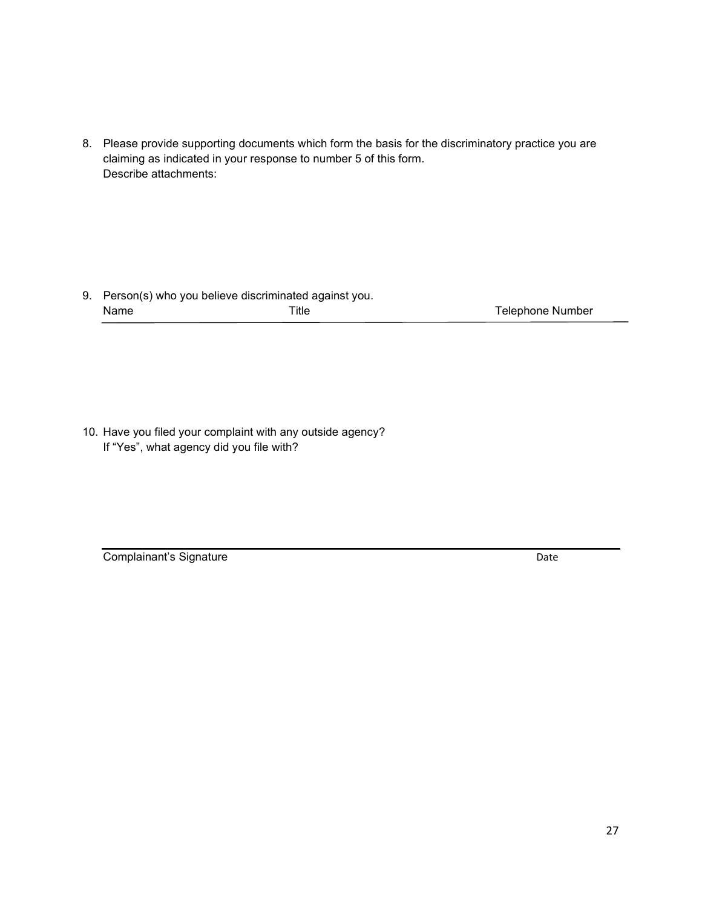8. Please provide supporting documents which form the basis for the discriminatory practice you are claiming as indicated in your response to number 5 of this form.
   Describe attachments:

9. Person(s) who you believe discriminated against you.

| Name | Title | Telephone Number |
| --- | --- | --- |
| | | |

10. Have you filed your complaint with any outside agency?
    If “Yes”, what agency did you file with?

Complainant’s Signature Date